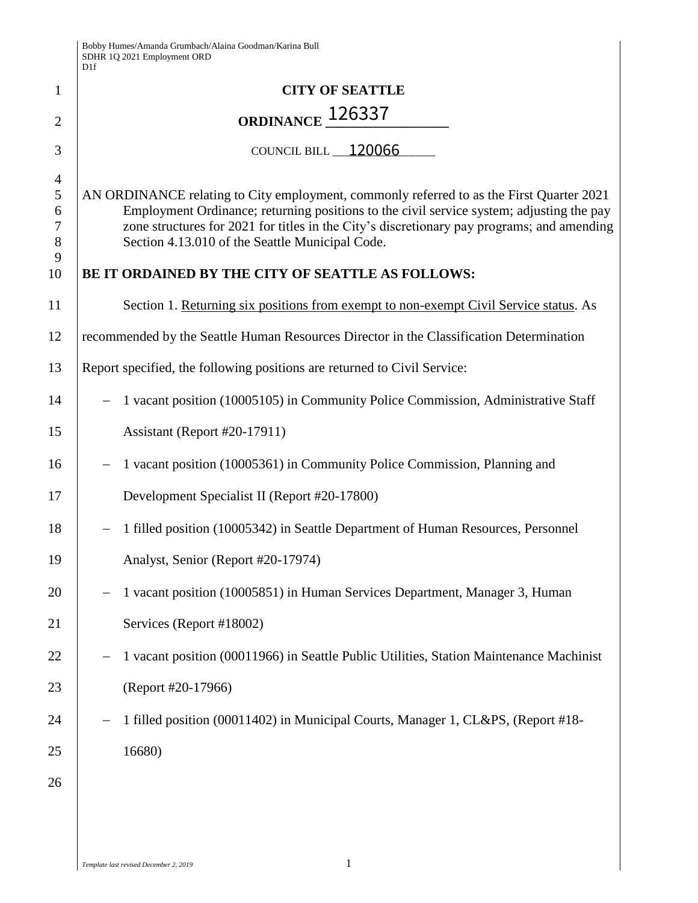# CITY OF SEATTLE

## ORDINANCE 126337

COUNCIL BILL 120066

AN ORDINANCE relating to City employment, commonly referred to as the First Quarter 2021 Employment Ordinance; returning positions to the civil service system; adjusting the pay zone structures for 2021 for titles in the City's discretionary pay programs; and amending Section 4.13.010 of the Seattle Municipal Code.

**BE IT ORDAINED BY THE CITY OF SEATTLE AS FOLLOWS:**

Section 1. Returning six positions from exempt to non-exempt Civil Service status. As recommended by the Seattle Human Resources Director in the Classification Determination Report specified, the following positions are returned to Civil Service:

- 1 vacant position (10005105) in Community Police Commission, Administrative Staff Assistant (Report #20-17911)
- 1 vacant position (10005361) in Community Police Commission, Planning and Development Specialist II (Report #20-17800)
- 1 filled position (10005342) in Seattle Department of Human Resources, Personnel Analyst, Senior (Report #20-17974)
- 1 vacant position (10005851) in Human Services Department, Manager 3, Human Services (Report #18002)
- 1 vacant position (00011966) in Seattle Public Utilities, Station Maintenance Machinist (Report #20-17966)
- 1 filled position (00011402) in Municipal Courts, Manager 1, CL&PS, (Report #18-16680)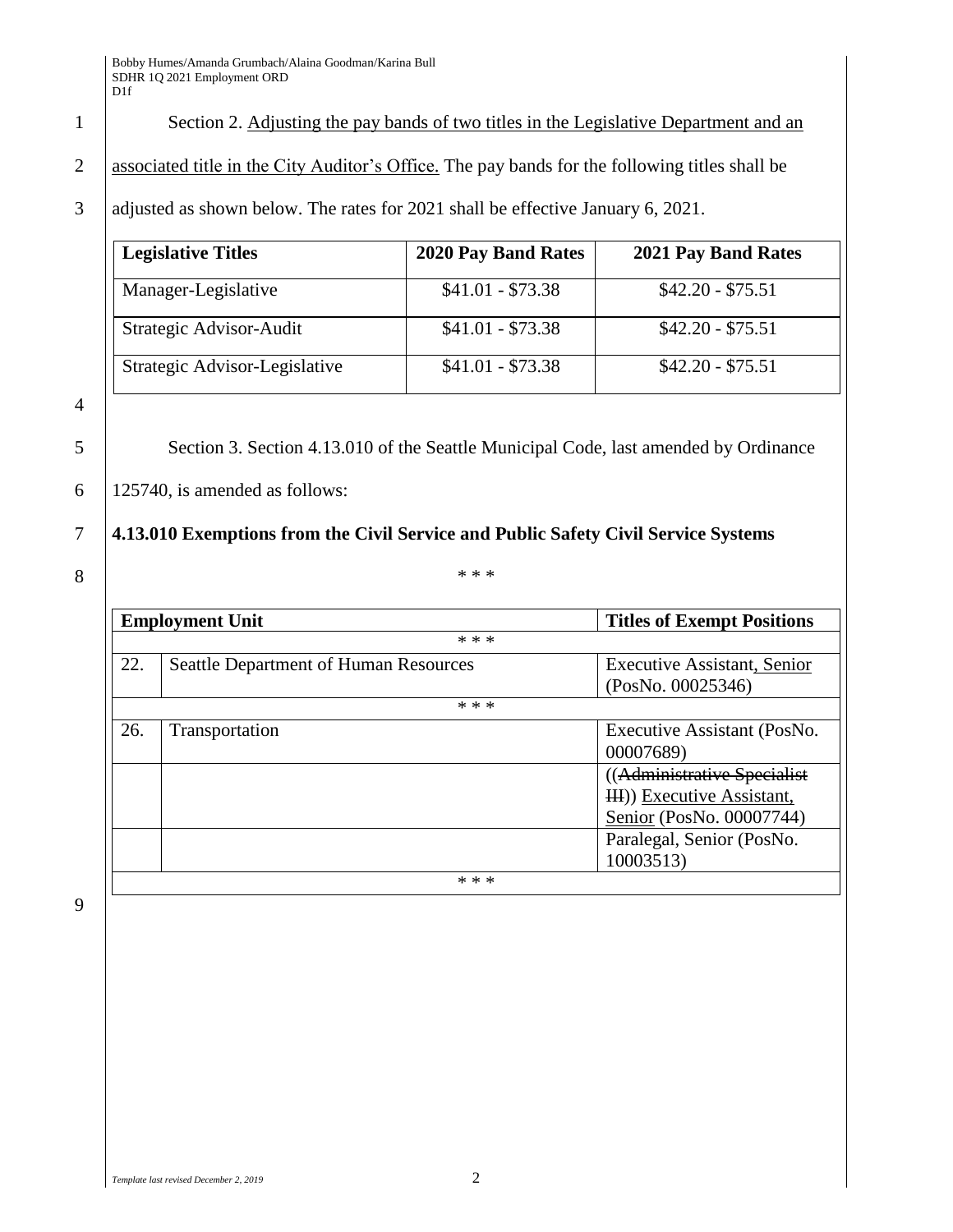Section 2. Adjusting the pay bands of two titles in the Legislative Department and an associated title in the City Auditor's Office. The pay bands for the following titles shall be adjusted as shown below. The rates for 2021 shall be effective January 6, 2021.

| Legislative Titles | 2020 Pay Band Rates | 2021 Pay Band Rates |
|---|---|---|
| Manager-Legislative | $41.01 - $73.38 | $42.20 - $75.51 |
| Strategic Advisor-Audit | $41.01 - $73.38 | $42.20 - $75.51 |
| Strategic Advisor-Legislative | $41.01 - $73.38 | $42.20 - $75.51 |

Section 3. Section 4.13.010 of the Seattle Municipal Code, last amended by Ordinance 125740, is amended as follows:

**4.13.010 Exemptions from the Civil Service and Public Safety Civil Service Systems**

\* \* \*

| Employment Unit | | Titles of Exempt Positions |
|---|---|---|
| * * * | | |
| 22. | Seattle Department of Human Resources | Executive Assistant, Senior (PosNo. 00025346) |
| * * * | | |
| 26. | Transportation | Executive Assistant (PosNo. 00007689) |
| | | ((~~Administrative Specialist III~~)) Executive Assistant, Senior (PosNo. 00007744) |
| | | Paralegal, Senior (PosNo. 10003513) |
| * * * | | |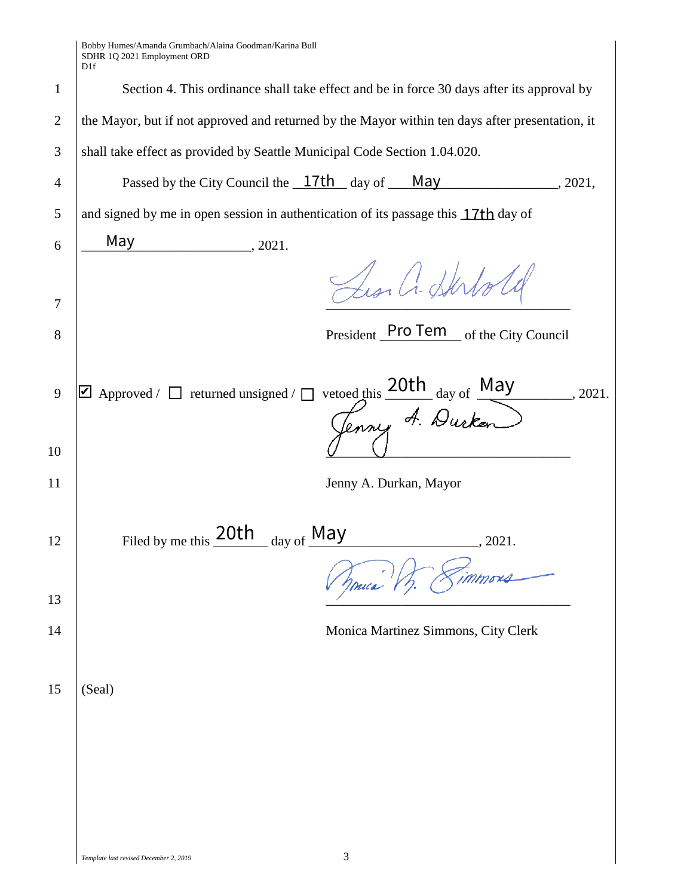Section 4. This ordinance shall take effect and be in force 30 days after its approval by the Mayor, but if not approved and returned by the Mayor within ten days after presentation, it shall take effect as provided by Seattle Municipal Code Section 1.04.020.

Passed by the City Council the 17th day of May, 2021, and signed by me in open session in authentication of its passage this 17th day of May, 2021.

President Pro Tem of the City Council

☑ Approved / ☐ returned unsigned / ☐ vetoed this 20th day of May, 2021.

Jenny A. Durkan, Mayor

Filed by me this 20th day of May, 2021.

Monica Martinez Simmons, City Clerk

(Seal)